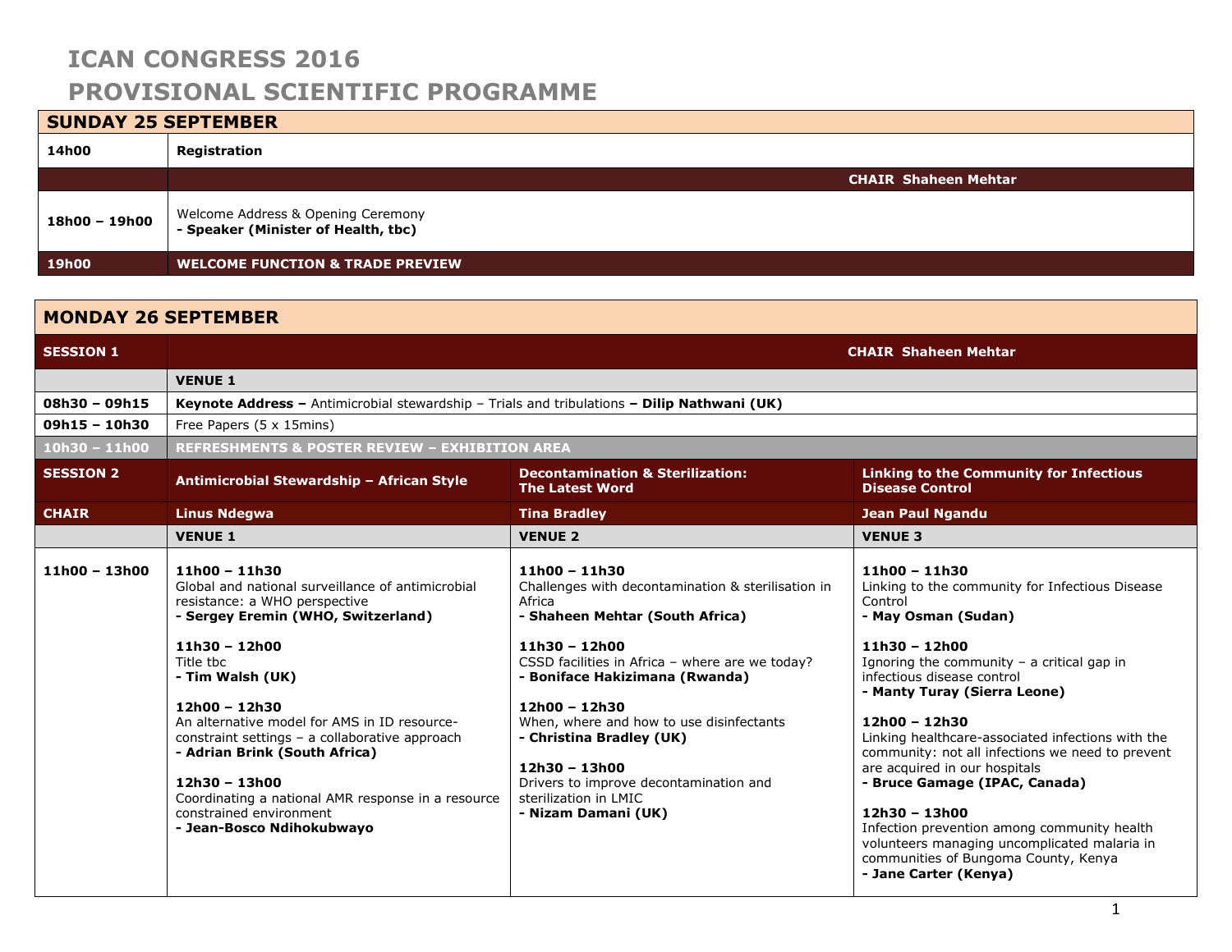# ICAN CONGRESS 2016

# PROVISIONAL SCIENTIFIC PROGRAMME

| **SUNDAY 25 SEPTEMBER** | |
|---|---|
| **14h00** | **Registration** |
| | **CHAIR Shaheen Mehtar** |
| **18h00 – 19h00** | Welcome Address & Opening Ceremony<br>**- Speaker (Minister of Health, tbc)** |
| **19h00** | **WELCOME FUNCTION & TRADE PREVIEW** |

| **MONDAY 26 SEPTEMBER** | | | |
|---|---|---|---|
| **SESSION 1** | **CHAIR Shaheen Mehtar** | | |
| | **VENUE 1** | | |
| **08h30 – 09h15** | **Keynote Address –** Antimicrobial stewardship – Trials and tribulations **– Dilip Nathwani (UK)** | | |
| **09h15 – 10h30** | Free Papers (5 x 15mins) | | |
| **10h30 – 11h00** | **REFRESHMENTS & POSTER REVIEW – EXHIBITION AREA** | | |
| **SESSION 2** | **Antimicrobial Stewardship – African Style** | **Decontamination & Sterilization: The Latest Word** | **Linking to the Community for Infectious Disease Control** |
| **CHAIR** | **Linus Ndegwa** | **Tina Bradley** | **Jean Paul Ngandu** |
| | **VENUE 1** | **VENUE 2** | **VENUE 3** |
| **11h00 – 13h00** | **11h00 – 11h30**<br>Global and national surveillance of antimicrobial resistance: a WHO perspective<br>**- Sergey Eremin (WHO, Switzerland)**<br><br>**11h30 – 12h00**<br>Title tbc<br>**- Tim Walsh (UK)**<br><br>**12h00 – 12h30**<br>An alternative model for AMS in ID resource-constraint settings – a collaborative approach<br>**- Adrian Brink (South Africa)**<br><br>**12h30 – 13h00**<br>Coordinating a national AMR response in a resource constrained environment<br>**- Jean-Bosco Ndihokubwayo** | **11h00 – 11h30**<br>Challenges with decontamination & sterilisation in Africa<br>**- Shaheen Mehtar (South Africa)**<br><br>**11h30 – 12h00**<br>CSSD facilities in Africa – where are we today?<br>**- Boniface Hakizimana (Rwanda)**<br><br>**12h00 – 12h30**<br>When, where and how to use disinfectants<br>**- Christina Bradley (UK)**<br><br>**12h30 – 13h00**<br>Drivers to improve decontamination and sterilization in LMIC<br>**- Nizam Damani (UK)** | **11h00 – 11h30**<br>Linking to the community for Infectious Disease Control<br>**- May Osman (Sudan)**<br><br>**11h30 – 12h00**<br>Ignoring the community – a critical gap in infectious disease control<br>**- Manty Turay (Sierra Leone)**<br><br>**12h00 – 12h30**<br>Linking healthcare-associated infections with the community: not all infections we need to prevent are acquired in our hospitals<br>**- Bruce Gamage (IPAC, Canada)**<br><br>**12h30 – 13h00**<br>Infection prevention among community health volunteers managing uncomplicated malaria in communities of Bungoma County, Kenya<br>**- Jane Carter (Kenya)** |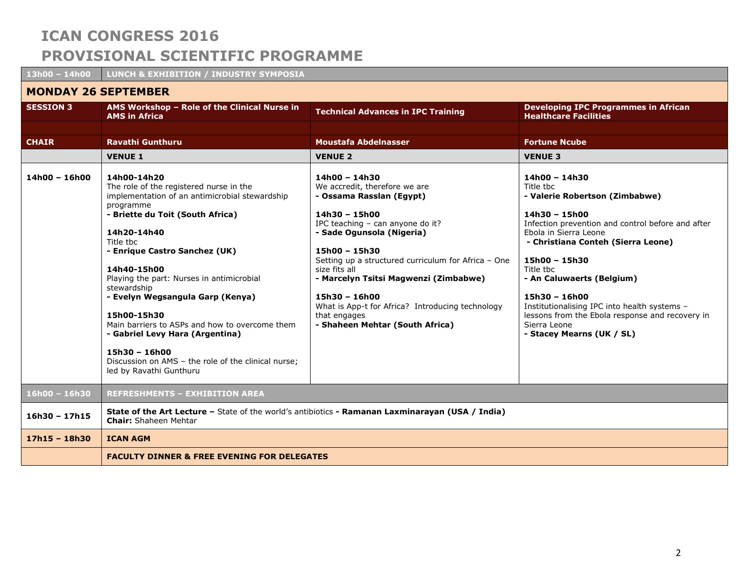# ICAN CONGRESS 2016

# PROVISIONAL SCIENTIFIC PROGRAMME

| 13h00 – 14h00 | LUNCH & EXHIBITION / INDUSTRY SYMPOSIA | | |
|---|---|---|---|
| **MONDAY 26 SEPTEMBER** | | | |
| **SESSION 3** | **AMS Workshop – Role of the Clinical Nurse in AMS in Africa** | **Technical Advances in IPC Training** | **Developing IPC Programmes in African Healthcare Facilities** |
| **CHAIR** | **Ravathi Gunthuru** | **Moustafa Abdelnasser** | **Fortune Ncube** |
| | **VENUE 1** | **VENUE 2** | **VENUE 3** |
| **14h00 – 16h00** | **14h00-14h20**<br>The role of the registered nurse in the implementation of an antimicrobial stewardship programme<br>**- Briette du Toit (South Africa)**<br><br>**14h20-14h40**<br>Title tbc<br>**- Enrique Castro Sanchez (UK)**<br><br>**14h40-15h00**<br>Playing the part: Nurses in antimicrobial stewardship<br>**- Evelyn Wegsangula Garp (Kenya)**<br><br>**15h00-15h30**<br>Main barriers to ASPs and how to overcome them<br>**- Gabriel Levy Hara (Argentina)**<br><br>**15h30 – 16h00**<br>Discussion on AMS – the role of the clinical nurse; led by Ravathi Gunthuru | **14h00 – 14h30**<br>We accredit, therefore we are<br>**- Ossama Rasslan (Egypt)**<br><br>**14h30 – 15h00**<br>IPC teaching – can anyone do it?<br>**- Sade Ogunsola (Nigeria)**<br><br>**15h00 – 15h30**<br>Setting up a structured curriculum for Africa – One size fits all<br>**- Marcelyn Tsitsi Magwenzi (Zimbabwe)**<br><br>**15h30 – 16h00**<br>What is App-t for Africa? Introducing technology that engages<br>**- Shaheen Mehtar (South Africa)** | **14h00 – 14h30**<br>Title tbc<br>**- Valerie Robertson (Zimbabwe)**<br><br>**14h30 – 15h00**<br>Infection prevention and control before and after Ebola in Sierra Leone<br>**- Christiana Conteh (Sierra Leone)**<br><br>**15h00 – 15h30**<br>Title tbc<br>**- An Caluwaerts (Belgium)**<br><br>**15h30 – 16h00**<br>Institutionalising IPC into health systems – lessons from the Ebola response and recovery in Sierra Leone<br>**- Stacey Mearns (UK / SL)** |
| **16h00 – 16h30** | **REFRESHMENTS – EXHIBITION AREA** | | |
| **16h30 – 17h15** | **State of the Art Lecture –** State of the world's antibiotics **- Ramanan Laxminarayan (USA / India)**<br>**Chair:** Shaheen Mehtar | | |
| **17h15 – 18h30** | **ICAN AGM** | | |
| | **FACULTY DINNER & FREE EVENING FOR DELEGATES** | | |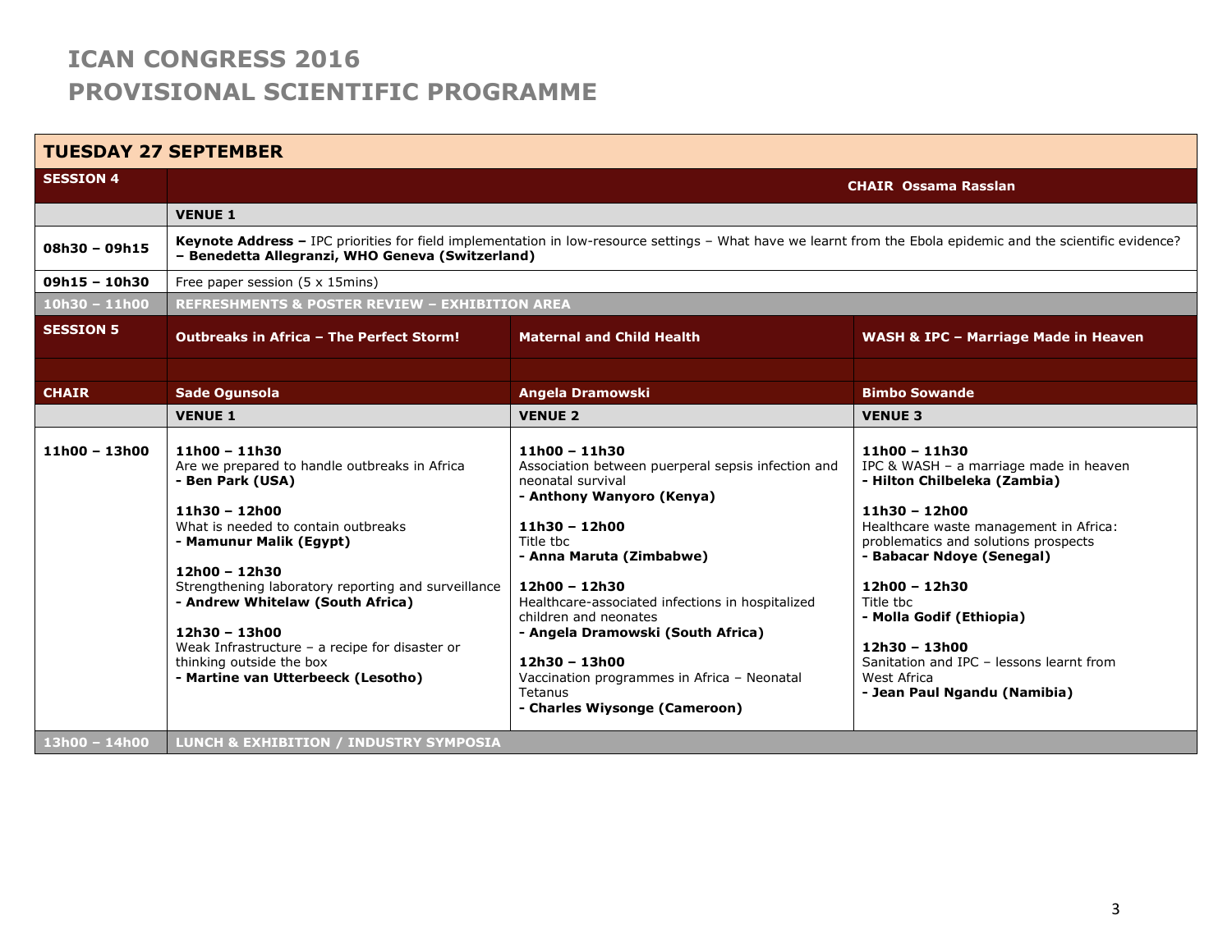# ICAN CONGRESS 2016
# PROVISIONAL SCIENTIFIC PROGRAMME

| TUESDAY 27 SEPTEMBER | | | |
|---|---|---|---|
| **SESSION 4** | | | **CHAIR Ossama Rasslan** |
| | **VENUE 1** | | |
| **08h30 – 09h15** | **Keynote Address –** IPC priorities for field implementation in low-resource settings – What have we learnt from the Ebola epidemic and the scientific evidence? **– Benedetta Allegranzi, WHO Geneva (Switzerland)** | | |
| **09h15 – 10h30** | Free paper session (5 x 15mins) | | |
| **10h30 – 11h00** | **REFRESHMENTS & POSTER REVIEW – EXHIBITION AREA** | | |
| **SESSION 5** | **Outbreaks in Africa – The Perfect Storm!** | **Maternal and Child Health** | **WASH & IPC – Marriage Made in Heaven** |
| **CHAIR** | **Sade Ogunsola** | **Angela Dramowski** | **Bimbo Sowande** |
| | **VENUE 1** | **VENUE 2** | **VENUE 3** |
| **11h00 – 13h00** | **11h00 – 11h30**<br>Are we prepared to handle outbreaks in Africa<br>**- Ben Park (USA)**<br><br>**11h30 – 12h00**<br>What is needed to contain outbreaks<br>**- Mamunur Malik (Egypt)**<br><br>**12h00 – 12h30**<br>Strengthening laboratory reporting and surveillance<br>**- Andrew Whitelaw (South Africa)**<br><br>**12h30 – 13h00**<br>Weak Infrastructure – a recipe for disaster or thinking outside the box<br>**- Martine van Utterbeeck (Lesotho)** | **11h00 – 11h30**<br>Association between puerperal sepsis infection and neonatal survival<br>**- Anthony Wanyoro (Kenya)**<br><br>**11h30 – 12h00**<br>Title tbc<br>**- Anna Maruta (Zimbabwe)**<br><br>**12h00 – 12h30**<br>Healthcare-associated infections in hospitalized children and neonates<br>**- Angela Dramowski (South Africa)**<br><br>**12h30 – 13h00**<br>Vaccination programmes in Africa – Neonatal Tetanus<br>**- Charles Wiysonge (Cameroon)** | **11h00 – 11h30**<br>IPC & WASH – a marriage made in heaven<br>**- Hilton Chilbeleka (Zambia)**<br><br>**11h30 – 12h00**<br>Healthcare waste management in Africa: problematics and solutions prospects<br>**- Babacar Ndoye (Senegal)**<br><br>**12h00 – 12h30**<br>Title tbc<br>**- Molla Godif (Ethiopia)**<br><br>**12h30 – 13h00**<br>Sanitation and IPC – lessons learnt from West Africa<br>**- Jean Paul Ngandu (Namibia)** |
| **13h00 – 14h00** | **LUNCH & EXHIBITION / INDUSTRY SYMPOSIA** | | |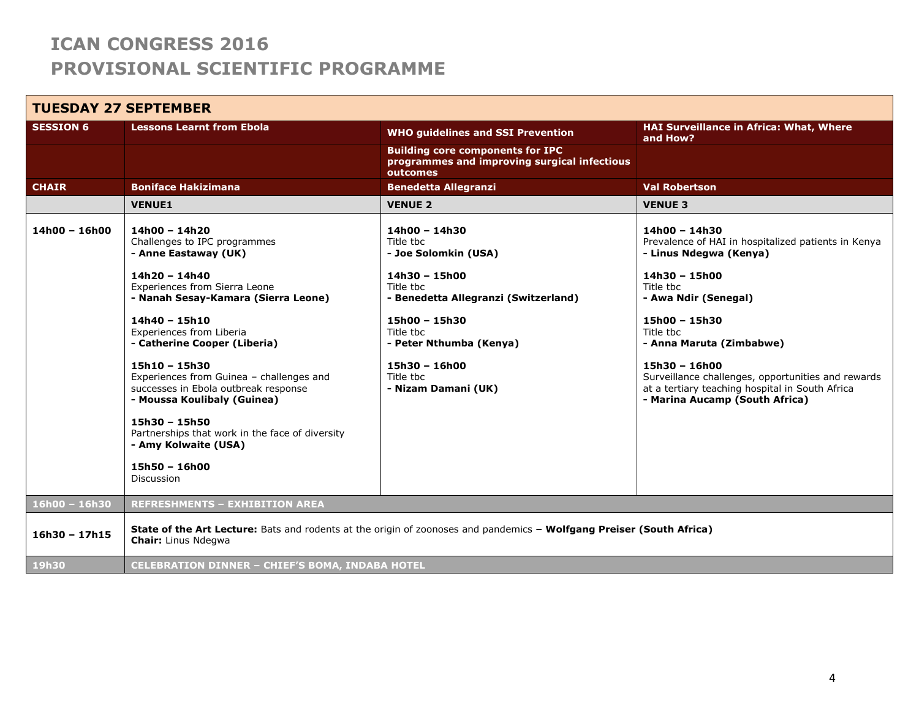# ICAN CONGRESS 2016
# PROVISIONAL SCIENTIFIC PROGRAMME

| TUESDAY 27 SEPTEMBER | | | |
|---|---|---|---|
| **SESSION 6** | **Lessons Learnt from Ebola** | **WHO guidelines and SSI Prevention**<br><br>**Building core components for IPC programmes and improving surgical infectious outcomes** | **HAI Surveillance in Africa: What, Where and How?** |
| **CHAIR** | **Boniface Hakizimana** | **Benedetta Allegranzi** | **Val Robertson** |
| | **VENUE1** | **VENUE 2** | **VENUE 3** |
| **14h00 – 16h00** | **14h00 – 14h20**<br>Challenges to IPC programmes<br>**- Anne Eastaway (UK)**<br><br>**14h20 – 14h40**<br>Experiences from Sierra Leone<br>**- Nanah Sesay-Kamara (Sierra Leone)**<br><br>**14h40 – 15h10**<br>Experiences from Liberia<br>**- Catherine Cooper (Liberia)**<br><br>**15h10 – 15h30**<br>Experiences from Guinea – challenges and successes in Ebola outbreak response<br>**- Moussa Koulibaly (Guinea)**<br><br>**15h30 – 15h50**<br>Partnerships that work in the face of diversity<br>**- Amy Kolwaite (USA)**<br><br>**15h50 – 16h00**<br>Discussion | **14h00 – 14h30**<br>Title tbc<br>**- Joe Solomkin (USA)**<br><br>**14h30 – 15h00**<br>Title tbc<br>**- Benedetta Allegranzi (Switzerland)**<br><br>**15h00 – 15h30**<br>Title tbc<br>**- Peter Nthumba (Kenya)**<br><br>**15h30 – 16h00**<br>Title tbc<br>**- Nizam Damani (UK)** | **14h00 – 14h30**<br>Prevalence of HAI in hospitalized patients in Kenya<br>**- Linus Ndegwa (Kenya)**<br><br>**14h30 – 15h00**<br>Title tbc<br>**- Awa Ndir (Senegal)**<br><br>**15h00 – 15h30**<br>Title tbc<br>**- Anna Maruta (Zimbabwe)**<br><br>**15h30 – 16h00**<br>Surveillance challenges, opportunities and rewards at a tertiary teaching hospital in South Africa<br>**- Marina Aucamp (South Africa)** |
| **16h00 – 16h30** | **REFRESHMENTS – EXHIBITION AREA** | | |
| **16h30 – 17h15** | **State of the Art Lecture:** Bats and rodents at the origin of zoonoses and pandemics **– Wolfgang Preiser (South Africa)**<br>**Chair:** Linus Ndegwa | | |
| **19h30** | **CELEBRATION DINNER – CHIEF'S BOMA, INDABA HOTEL** | | |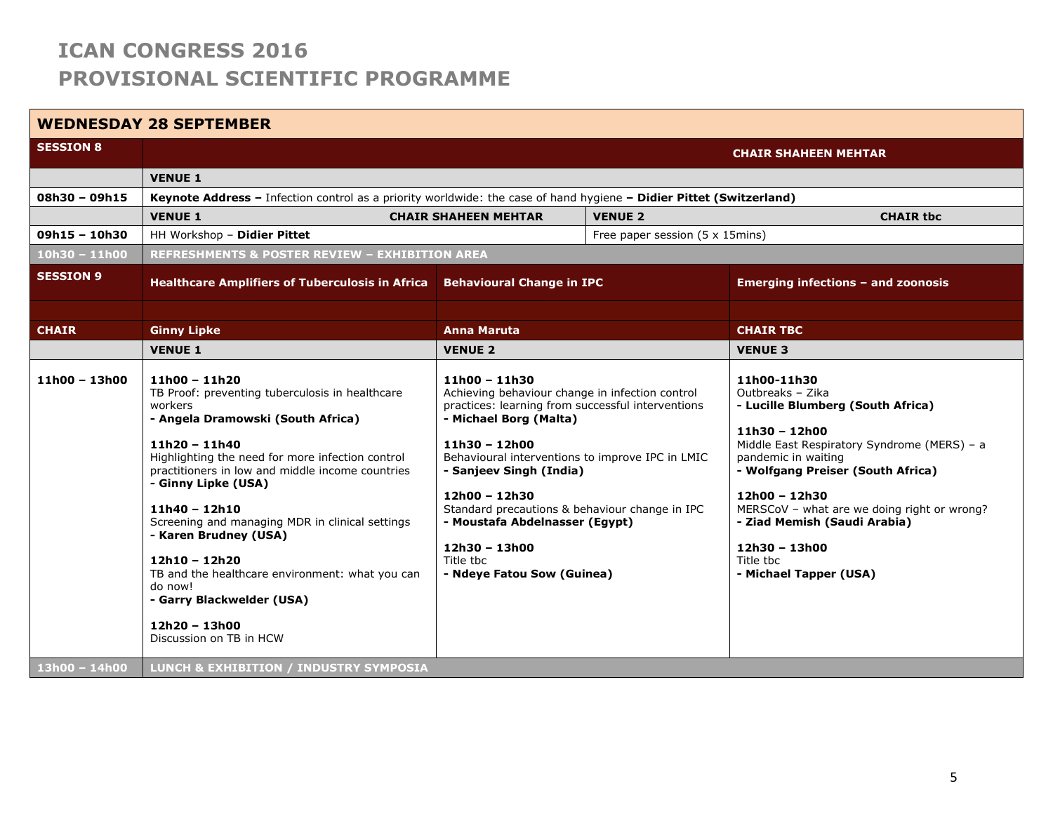# ICAN CONGRESS 2016
# PROVISIONAL SCIENTIFIC PROGRAMME

| **WEDNESDAY 28 SEPTEMBER** | | | |
|---|---|---|---|
| **SESSION 8** | | | **CHAIR SHAHEEN MEHTAR** |
| | **VENUE 1** | | |
| **08h30 – 09h15** | **Keynote Address –** Infection control as a priority worldwide: the case of hand hygiene **– Didier Pittet (Switzerland)** | | |
| | **VENUE 1** **CHAIR SHAHEEN MEHTAR** | **VENUE 2** | **CHAIR tbc** |
| **09h15 – 10h30** | HH Workshop – **Didier Pittet** | Free paper session (5 x 15mins) | |
| **10h30 – 11h00** | **REFRESHMENTS & POSTER REVIEW – EXHIBITION AREA** | | |
| **SESSION 9** | **Healthcare Amplifiers of Tuberculosis in Africa** | **Behavioural Change in IPC** | **Emerging infections – and zoonosis** |
| **CHAIR** | **Ginny Lipke** | **Anna Maruta** | **CHAIR TBC** |
| | **VENUE 1** | **VENUE 2** | **VENUE 3** |
| **11h00 – 13h00** | **11h00 – 11h20**<br>TB Proof: preventing tuberculosis in healthcare workers<br>**- Angela Dramowski (South Africa)**<br><br>**11h20 – 11h40**<br>Highlighting the need for more infection control practitioners in low and middle income countries<br>**- Ginny Lipke (USA)**<br><br>**11h40 – 12h10**<br>Screening and managing MDR in clinical settings<br>**- Karen Brudney (USA)**<br><br>**12h10 – 12h20**<br>TB and the healthcare environment: what you can do now!<br>**- Garry Blackwelder (USA)**<br><br>**12h20 – 13h00**<br>Discussion on TB in HCW | **11h00 – 11h30**<br>Achieving behaviour change in infection control practices: learning from successful interventions<br>**- Michael Borg (Malta)**<br><br>**11h30 – 12h00**<br>Behavioural interventions to improve IPC in LMIC<br>**- Sanjeev Singh (India)**<br><br>**12h00 – 12h30**<br>Standard precautions & behaviour change in IPC<br>**- Moustafa Abdelnasser (Egypt)**<br><br>**12h30 – 13h00**<br>Title tbc<br>**- Ndeye Fatou Sow (Guinea)** | **11h00-11h30**<br>Outbreaks – Zika<br>**- Lucille Blumberg (South Africa)**<br><br>**11h30 – 12h00**<br>Middle East Respiratory Syndrome (MERS) – a pandemic in waiting<br>**- Wolfgang Preiser (South Africa)**<br><br>**12h00 – 12h30**<br>MERSCoV – what are we doing right or wrong?<br>**- Ziad Memish (Saudi Arabia)**<br><br>**12h30 – 13h00**<br>Title tbc<br>**- Michael Tapper (USA)** |
| **13h00 – 14h00** | **LUNCH & EXHIBITION / INDUSTRY SYMPOSIA** | | |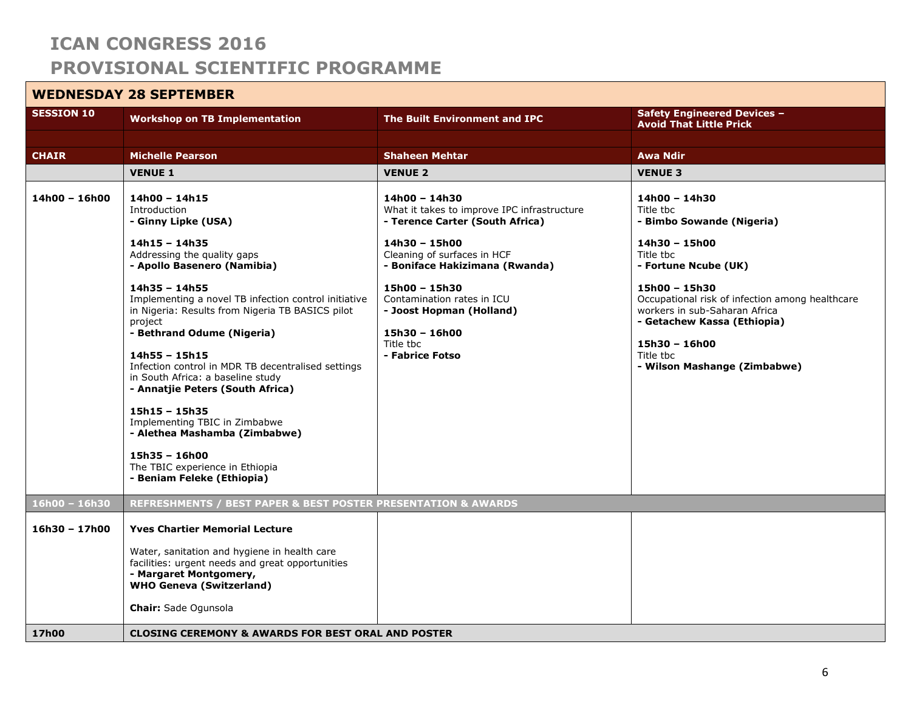# ICAN CONGRESS 2016

# PROVISIONAL SCIENTIFIC PROGRAMME

| WEDNESDAY 28 SEPTEMBER | | | |
|---|---|---|---|
| **SESSION 10** | **Workshop on TB Implementation** | **The Built Environment and IPC** | **Safety Engineered Devices – Avoid That Little Prick** |
| | | | |
| **CHAIR** | **Michelle Pearson** | **Shaheen Mehtar** | **Awa Ndir** |
| | **VENUE 1** | **VENUE 2** | **VENUE 3** |
| **14h00 – 16h00** | **14h00 – 14h15**<br>Introduction<br>**- Ginny Lipke (USA)**<br><br>**14h15 – 14h35**<br>Addressing the quality gaps<br>**- Apollo Basenero (Namibia)**<br><br>**14h35 – 14h55**<br>Implementing a novel TB infection control initiative in Nigeria: Results from Nigeria TB BASICS pilot project<br>**- Bethrand Odume (Nigeria)**<br><br>**14h55 – 15h15**<br>Infection control in MDR TB decentralised settings in South Africa: a baseline study<br>**- Annatjie Peters (South Africa)**<br><br>**15h15 – 15h35**<br>Implementing TBIC in Zimbabwe<br>**- Alethea Mashamba (Zimbabwe)**<br><br>**15h35 – 16h00**<br>The TBIC experience in Ethiopia<br>**- Beniam Feleke (Ethiopia)** | **14h00 – 14h30**<br>What it takes to improve IPC infrastructure<br>**- Terence Carter (South Africa)**<br><br>**14h30 – 15h00**<br>Cleaning of surfaces in HCF<br>**- Boniface Hakizimana (Rwanda)**<br><br>**15h00 – 15h30**<br>Contamination rates in ICU<br>**- Joost Hopman (Holland)**<br><br>**15h30 – 16h00**<br>Title tbc<br>**- Fabrice Fotso** | **14h00 – 14h30**<br>Title tbc<br>**- Bimbo Sowande (Nigeria)**<br><br>**14h30 – 15h00**<br>Title tbc<br>**- Fortune Ncube (UK)**<br><br>**15h00 – 15h30**<br>Occupational risk of infection among healthcare workers in sub-Saharan Africa<br>**- Getachew Kassa (Ethiopia)**<br><br>**15h30 – 16h00**<br>Title tbc<br>**- Wilson Mashange (Zimbabwe)** |
| **16h00 – 16h30** | **REFRESHMENTS / BEST PAPER & BEST POSTER PRESENTATION & AWARDS** | | |
| **16h30 – 17h00** | **Yves Chartier Memorial Lecture**<br><br>Water, sanitation and hygiene in health care facilities: urgent needs and great opportunities<br>**- Margaret Montgomery, WHO Geneva (Switzerland)**<br><br>**Chair:** Sade Ogunsola | | |
| **17h00** | **CLOSING CEREMONY & AWARDS FOR BEST ORAL AND POSTER** | | |